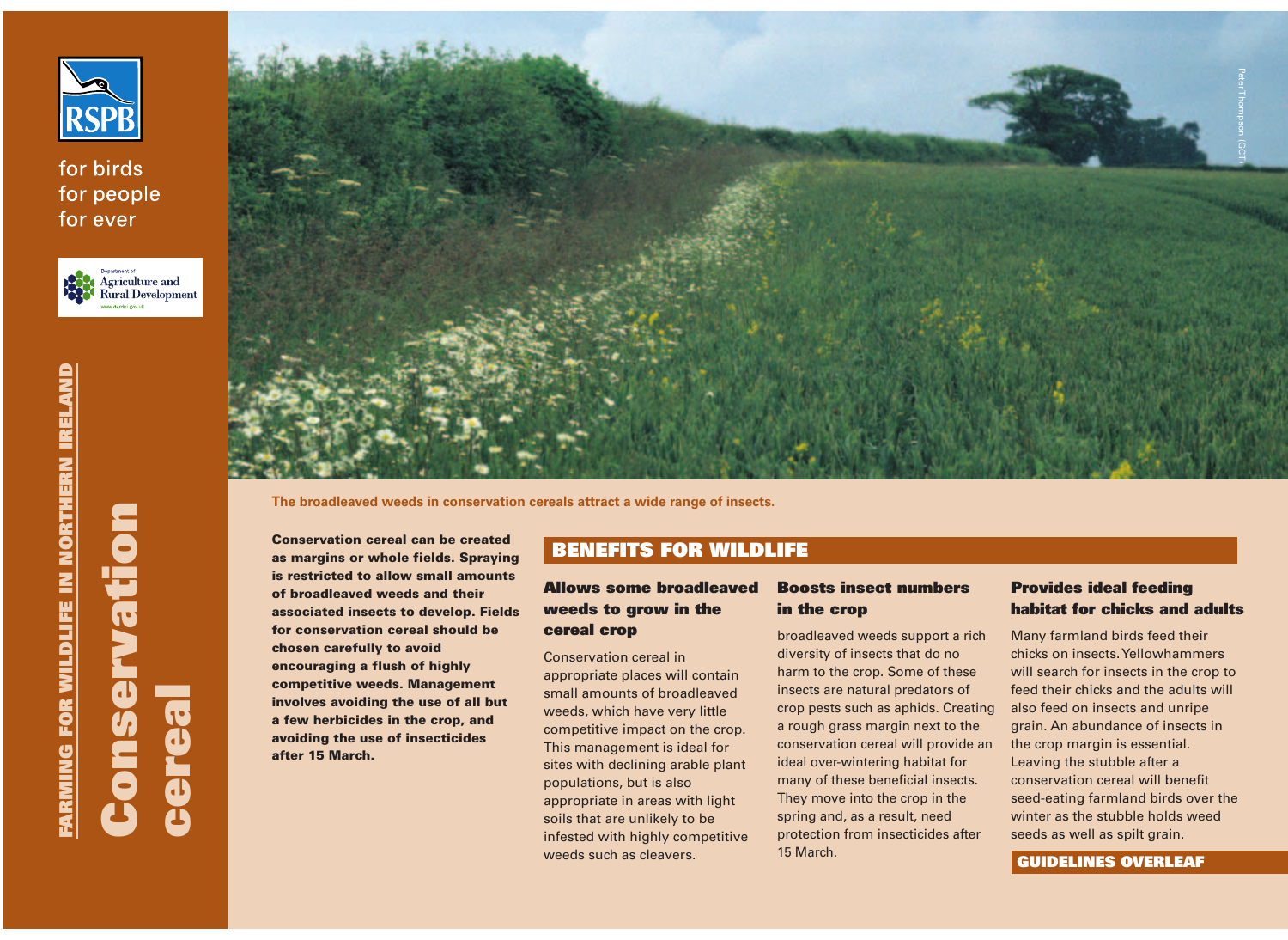RSPB

for birds
for people
for ever

Department of Agriculture and Rural Development

FARMING FOR WILDLIFE IN NORTHERN IRELAND

# Conservation cereal

The broadleaved weeds in conservation cereals attract a wide range of insects.

**Conservation cereal can be created as margins or whole fields. Spraying is restricted to allow small amounts of broadleaved weeds and their associated insects to develop. Fields for conservation cereal should be chosen carefully to avoid encouraging a flush of highly competitive weeds. Management involves avoiding the use of all but a few herbicides in the crop, and avoiding the use of insecticides after 15 March.**

## BENEFITS FOR WILDLIFE

### Allows some broadleaved weeds to grow in the cereal crop

Conservation cereal in appropriate places will contain small amounts of broadleaved weeds, which have very little competitive impact on the crop. This management is ideal for sites with declining arable plant populations, but is also appropriate in areas with light soils that are unlikely to be infested with highly competitive weeds such as cleavers.

### Boosts insect numbers in the crop

broadleaved weeds support a rich diversity of insects that do no harm to the crop. Some of these insects are natural predators of crop pests such as aphids. Creating a rough grass margin next to the conservation cereal will provide an ideal over-wintering habitat for many of these beneficial insects. They move into the crop in the spring and, as a result, need protection from insecticides after 15 March.

### Provides ideal feeding habitat for chicks and adults

Many farmland birds feed their chicks on insects. Yellowhammers will search for insects in the crop to feed their chicks and the adults will also feed on insects and unripe grain. An abundance of insects in the crop margin is essential. Leaving the stubble after a conservation cereal will benefit seed-eating farmland birds over the winter as the stubble holds weed seeds as well as spilt grain.

**GUIDELINES OVERLEAF**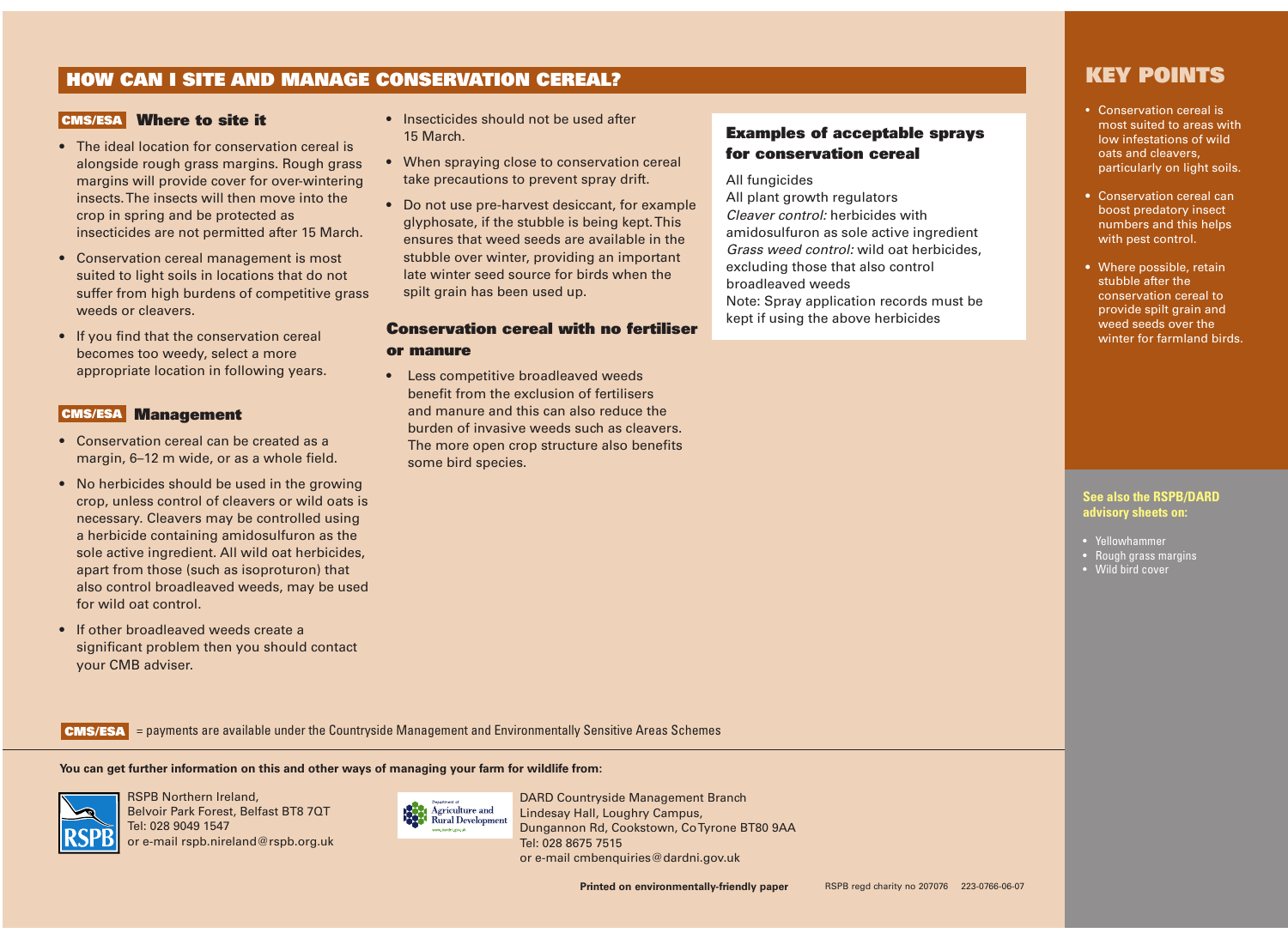## HOW CAN I SITE AND MANAGE CONSERVATION CEREAL?

### CMS/ESA Where to site it

- The ideal location for conservation cereal is alongside rough grass margins. Rough grass margins will provide cover for over-wintering insects. The insects will then move into the crop in spring and be protected as insecticides are not permitted after 15 March.
- Conservation cereal management is most suited to light soils in locations that do not suffer from high burdens of competitive grass weeds or cleavers.
- If you find that the conservation cereal becomes too weedy, select a more appropriate location in following years.

### CMS/ESA Management

- Conservation cereal can be created as a margin, 6–12 m wide, or as a whole field.
- No herbicides should be used in the growing crop, unless control of cleavers or wild oats is necessary. Cleavers may be controlled using a herbicide containing amidosulfuron as the sole active ingredient. All wild oat herbicides, apart from those (such as isoproturon) that also control broadleaved weeds, may be used for wild oat control.
- If other broadleaved weeds create a significant problem then you should contact your CMB adviser.
- Insecticides should not be used after 15 March.
- When spraying close to conservation cereal take precautions to prevent spray drift.
- Do not use pre-harvest desiccant, for example glyphosate, if the stubble is being kept. This ensures that weed seeds are available in the stubble over winter, providing an important late winter seed source for birds when the spilt grain has been used up.

### Conservation cereal with no fertiliser or manure

- Less competitive broadleaved weeds benefit from the exclusion of fertilisers and manure and this can also reduce the burden of invasive weeds such as cleavers. The more open crop structure also benefits some bird species.

### Examples of acceptable sprays for conservation cereal

All fungicides
All plant growth regulators
*Cleaver control:* herbicides with amidosulfuron as sole active ingredient
*Grass weed control:* wild oat herbicides, excluding those that also control broadleaved weeds
Note: Spray application records must be kept if using the above herbicides

## KEY POINTS

- Conservation cereal is most suited to areas with low infestations of wild oats and cleavers, particularly on light soils.
- Conservation cereal can boost predatory insect numbers and this helps with pest control.
- Where possible, retain stubble after the conservation cereal to provide spilt grain and weed seeds over the winter for farmland birds.

**See also the RSPB/DARD advisory sheets on:**

- Yellowhammer
- Rough grass margins
- Wild bird cover

**CMS/ESA** = payments are available under the Countryside Management and Environmentally Sensitive Areas Schemes

**You can get further information on this and other ways of managing your farm for wildlife from:**

RSPB Northern Ireland,
Belvoir Park Forest, Belfast BT8 7QT
Tel: 028 9049 1547
or e-mail rspb.nireland@rspb.org.uk

DARD Countryside Management Branch
Lindesay Hall, Loughry Campus,
Dungannon Rd, Cookstown, Co Tyrone BT80 9AA
Tel: 028 8675 7515
or e-mail cmbenquiries@dardni.gov.uk

**Printed on environmentally-friendly paper**

RSPB regd charity no 207076 223-0766-06-07